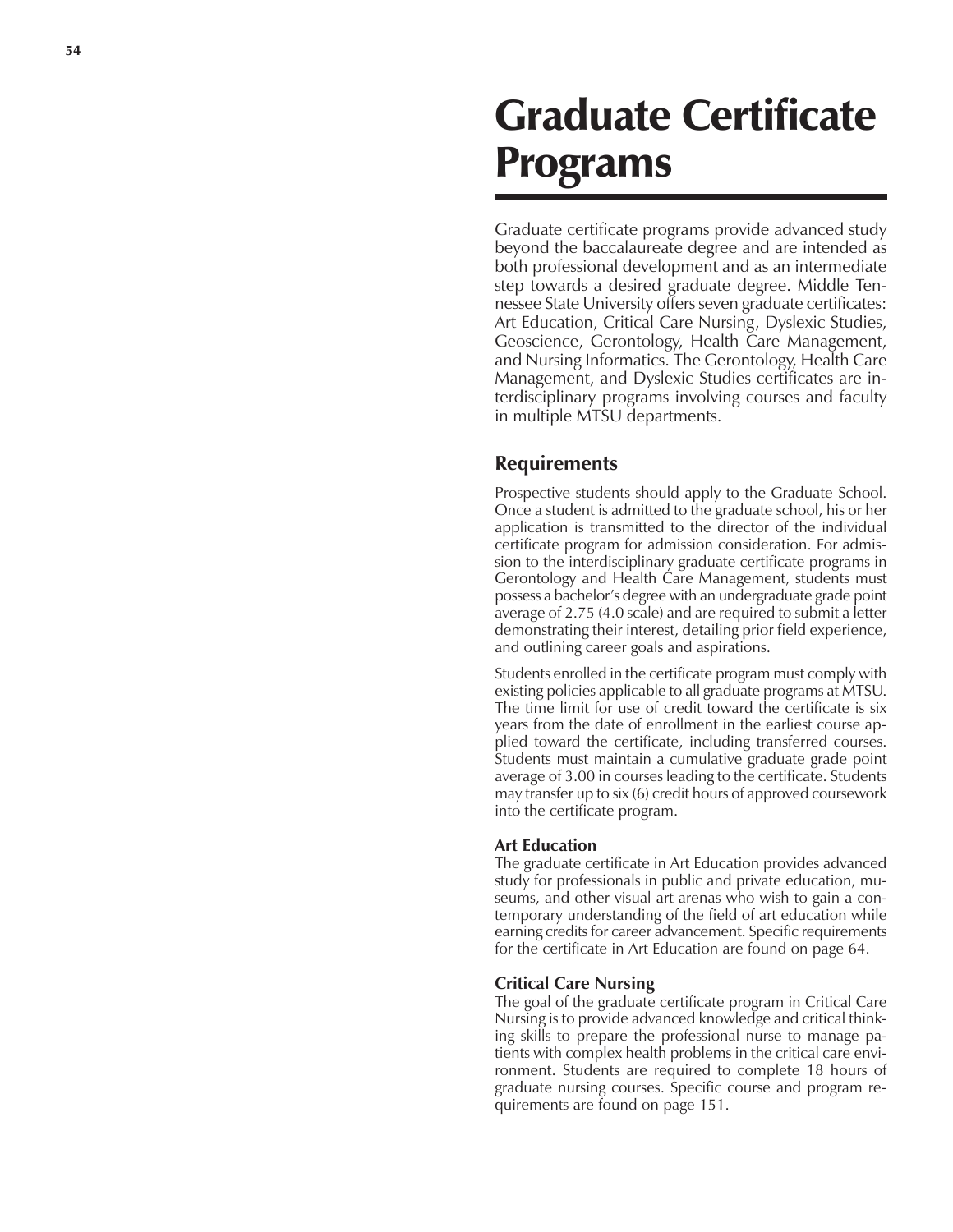# Graduate Certificate Programs

Graduate certificate programs provide advanced study beyond the baccalaureate degree and are intended as both professional development and as an intermediate step towards a desired graduate degree. Middle Tennessee State University offers seven graduate certificates: Art Education, Critical Care Nursing, Dyslexic Studies, Geoscience, Gerontology, Health Care Management, and Nursing Informatics. The Gerontology, Health Care Management, and Dyslexic Studies certificates are interdisciplinary programs involving courses and faculty in multiple MTSU departments.

## Requirements

Prospective students should apply to the Graduate School. Once a student is admitted to the graduate school, his or her application is transmitted to the director of the individual certificate program for admission consideration. For admission to the interdisciplinary graduate certificate programs in Gerontology and Health Care Management, students must possess a bachelor's degree with an undergraduate grade point average of 2.75 (4.0 scale) and are required to submit a letter demonstrating their interest, detailing prior field experience, and outlining career goals and aspirations.

Students enrolled in the certificate program must comply with existing policies applicable to all graduate programs at MTSU. The time limit for use of credit toward the certificate is six years from the date of enrollment in the earliest course applied toward the certificate, including transferred courses. Students must maintain a cumulative graduate grade point average of 3.00 in courses leading to the certificate. Students may transfer up to six (6) credit hours of approved coursework into the certificate program.

### Art Education

The graduate certificate in Art Education provides advanced study for professionals in public and private education, museums, and other visual art arenas who wish to gain a contemporary understanding of the field of art education while earning credits for career advancement. Specific requirements for the certificate in Art Education are found on page 64.

### Critical Care Nursing

The goal of the graduate certificate program in Critical Care Nursing is to provide advanced knowledge and critical thinking skills to prepare the professional nurse to manage patients with complex health problems in the critical care environment. Students are required to complete 18 hours of graduate nursing courses. Specific course and program requirements are found on page 151.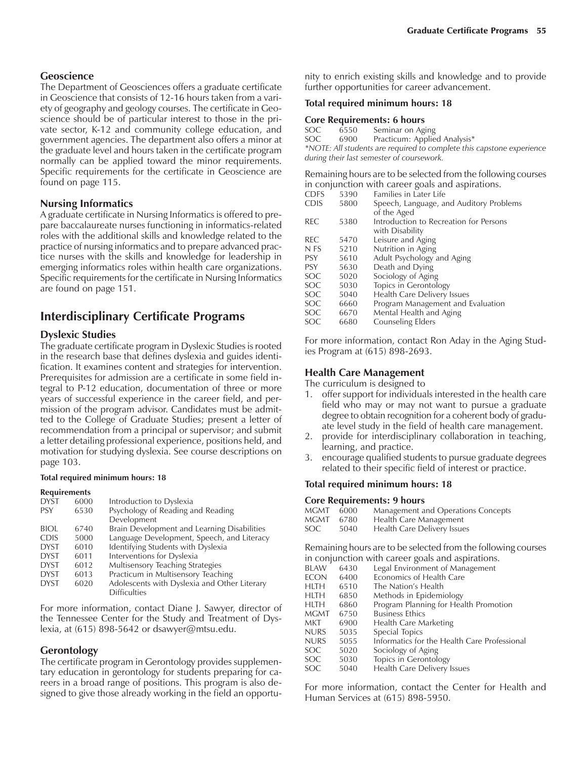## Geoscience

The Department of Geosciences offers a graduate certificate in Geoscience that consists of 12-16 hours taken from a variety of geography and geology courses. The certificate in Geoscience should be of particular interest to those in the private sector, K-12 and community college education, and government agencies. The department also offers a minor at the graduate level and hours taken in the certificate program normally can be applied toward the minor requirements. Specific requirements for the certificate in Geoscience are found on page 115.

## Nursing Informatics

A graduate certificate in Nursing Informatics is offered to prepare baccalaureate nurses functioning in informatics-related roles with the additional skills and knowledge related to the practice of nursing informatics and to prepare advanced practice nurses with the skills and knowledge for leadership in emerging informatics roles within health care organizations. Specific requirements for the certificate in Nursing Informatics are found on page 151.

# Interdisciplinary Certificate Programs

## Dyslexic Studies

The graduate certificate program in Dyslexic Studies is rooted in the research base that defines dyslexia and guides identification. It examines content and strategies for intervention. Prerequisites for admission are a certificate in some field integral to P-12 education, documentation of three or more years of successful experience in the career field, and permission of the program advisor. Candidates must be admitted to the College of Graduate Studies; present a letter of recommendation from a principal or supervisor; and submit a letter detailing professional experience, positions held, and motivation for studying dyslexia. See course descriptions on page 103.

**Total required minimum hours: 18**

**Requirements**

| | | |
|---|---|---|
| DYST | 6000 | Introduction to Dyslexia |
| PSY | 6530 | Psychology of Reading and Reading Development |
| BIOL | 6740 | Brain Development and Learning Disabilities |
| CDIS | 5000 | Language Development, Speech, and Literacy |
| DYST | 6010 | Identifying Students with Dyslexia |
| DYST | 6011 | Interventions for Dyslexia |
| DYST | 6012 | Multisensory Teaching Strategies |
| DYST | 6013 | Practicum in Multisensory Teaching |
| DYST | 6020 | Adolescents with Dyslexia and Other Literary Difficulties |

For more information, contact Diane J. Sawyer, director of the Tennessee Center for the Study and Treatment of Dyslexia, at (615) 898-5642 or dsawyer@mtsu.edu.

## Gerontology

The certificate program in Gerontology provides supplementary education in gerontology for students preparing for careers in a broad range of positions. This program is also designed to give those already working in the field an opportunity to enrich existing skills and knowledge and to provide further opportunities for career advancement.

**Total required minimum hours: 18**

**Core Requirements: 6 hours**

| | | |
|---|---|---|
| SOC | 6550 | Seminar on Aging |
| SOC | 6900 | Practicum: Applied Analysis* |

*\*NOTE: All students are required to complete this capstone experience during their last semester of coursework.*

Remaining hours are to be selected from the following courses in conjunction with career goals and aspirations.

| | | |
|---|---|---|
| CDFS | 5390 | Families in Later Life |
| CDIS | 5800 | Speech, Language, and Auditory Problems of the Aged |
| REC | 5380 | Introduction to Recreation for Persons with Disability |
| REC | 5470 | Leisure and Aging |
| N FS | 5210 | Nutrition in Aging |
| PSY | 5610 | Adult Psychology and Aging |
| PSY | 5630 | Death and Dying |
| SOC | 5020 | Sociology of Aging |
| SOC | 5030 | Topics in Gerontology |
| SOC | 5040 | Health Care Delivery Issues |
| SOC | 6660 | Program Management and Evaluation |
| SOC | 6670 | Mental Health and Aging |
| SOC | 6680 | Counseling Elders |

For more information, contact Ron Aday in the Aging Studies Program at (615) 898-2693.

## Health Care Management

The curriculum is designed to

1. offer support for individuals interested in the health care field who may or may not want to pursue a graduate degree to obtain recognition for a coherent body of graduate level study in the field of health care management.
2. provide for interdisciplinary collaboration in teaching, learning, and practice.
3. encourage qualified students to pursue graduate degrees related to their specific field of interest or practice.

**Total required minimum hours: 18**

**Core Requirements: 9 hours**

| | | |
|---|---|---|
| MGMT | 6000 | Management and Operations Concepts |
| MGMT | 6780 | Health Care Management |
| SOC | 5040 | Health Care Delivery Issues |

Remaining hours are to be selected from the following courses in conjunction with career goals and aspirations.

| | | |
|---|---|---|
| BLAW | 6430 | Legal Environment of Management |
| ECON | 6400 | Economics of Health Care |
| HLTH | 6510 | The Nation's Health |
| HLTH | 6850 | Methods in Epidemiology |
| HLTH | 6860 | Program Planning for Health Promotion |
| MGMT | 6750 | Business Ethics |
| MKT | 6900 | Health Care Marketing |
| NURS | 5035 | Special Topics |
| NURS | 5055 | Informatics for the Health Care Professional |
| SOC | 5020 | Sociology of Aging |
| SOC | 5030 | Topics in Gerontology |
| SOC | 5040 | Health Care Delivery Issues |

For more information, contact the Center for Health and Human Services at (615) 898-5950.